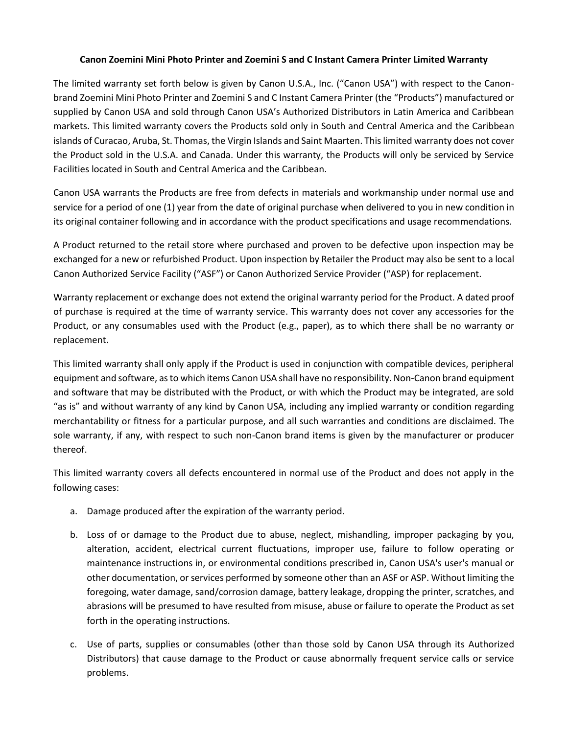**Canon Zoemini Mini Photo Printer and Zoemini S and C Instant Camera Printer Limited Warranty**

The limited warranty set forth below is given by Canon U.S.A., Inc. (“Canon USA”) with respect to the Canon-brand Zoemini Mini Photo Printer and Zoemini S and C Instant Camera Printer (the “Products”) manufactured or supplied by Canon USA and sold through Canon USA’s Authorized Distributors in Latin America and Caribbean markets. This limited warranty covers the Products sold only in South and Central America and the Caribbean islands of Curacao, Aruba, St. Thomas, the Virgin Islands and Saint Maarten. This limited warranty does not cover the Product sold in the U.S.A. and Canada. Under this warranty, the Products will only be serviced by Service Facilities located in South and Central America and the Caribbean.

Canon USA warrants the Products are free from defects in materials and workmanship under normal use and service for a period of one (1) year from the date of original purchase when delivered to you in new condition in its original container following and in accordance with the product specifications and usage recommendations.

A Product returned to the retail store where purchased and proven to be defective upon inspection may be exchanged for a new or refurbished Product. Upon inspection by Retailer the Product may also be sent to a local Canon Authorized Service Facility (“ASF”) or Canon Authorized Service Provider (“ASP) for replacement.

Warranty replacement or exchange does not extend the original warranty period for the Product. A dated proof of purchase is required at the time of warranty service. This warranty does not cover any accessories for the Product, or any consumables used with the Product (e.g., paper), as to which there shall be no warranty or replacement.

This limited warranty shall only apply if the Product is used in conjunction with compatible devices, peripheral equipment and software, as to which items Canon USA shall have no responsibility. Non-Canon brand equipment and software that may be distributed with the Product, or with which the Product may be integrated, are sold “as is” and without warranty of any kind by Canon USA, including any implied warranty or condition regarding merchantability or fitness for a particular purpose, and all such warranties and conditions are disclaimed. The sole warranty, if any, with respect to such non-Canon brand items is given by the manufacturer or producer thereof.

This limited warranty covers all defects encountered in normal use of the Product and does not apply in the following cases:

a. Damage produced after the expiration of the warranty period.

b. Loss of or damage to the Product due to abuse, neglect, mishandling, improper packaging by you, alteration, accident, electrical current fluctuations, improper use, failure to follow operating or maintenance instructions in, or environmental conditions prescribed in, Canon USA's user's manual or other documentation, or services performed by someone other than an ASF or ASP. Without limiting the foregoing, water damage, sand/corrosion damage, battery leakage, dropping the printer, scratches, and abrasions will be presumed to have resulted from misuse, abuse or failure to operate the Product as set forth in the operating instructions.

c. Use of parts, supplies or consumables (other than those sold by Canon USA through its Authorized Distributors) that cause damage to the Product or cause abnormally frequent service calls or service problems.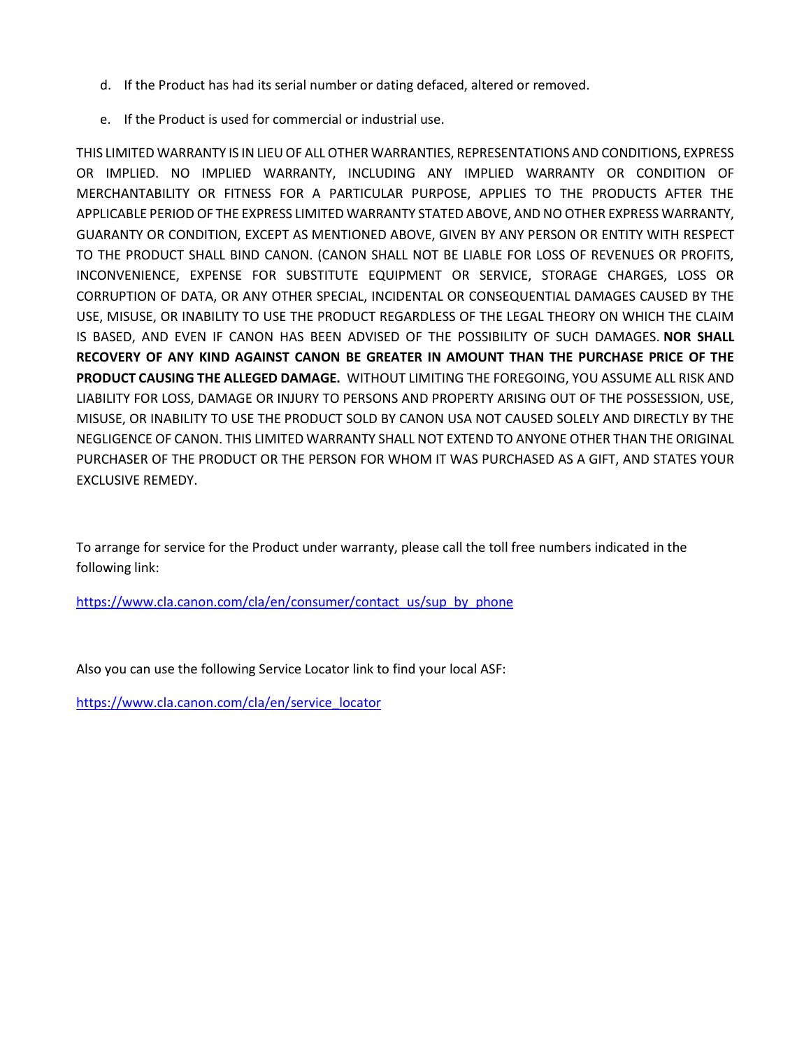d. If the Product has had its serial number or dating defaced, altered or removed.

e. If the Product is used for commercial or industrial use.

THIS LIMITED WARRANTY IS IN LIEU OF ALL OTHER WARRANTIES, REPRESENTATIONS AND CONDITIONS, EXPRESS OR IMPLIED. NO IMPLIED WARRANTY, INCLUDING ANY IMPLIED WARRANTY OR CONDITION OF MERCHANTABILITY OR FITNESS FOR A PARTICULAR PURPOSE, APPLIES TO THE PRODUCTS AFTER THE APPLICABLE PERIOD OF THE EXPRESS LIMITED WARRANTY STATED ABOVE, AND NO OTHER EXPRESS WARRANTY, GUARANTY OR CONDITION, EXCEPT AS MENTIONED ABOVE, GIVEN BY ANY PERSON OR ENTITY WITH RESPECT TO THE PRODUCT SHALL BIND CANON. (CANON SHALL NOT BE LIABLE FOR LOSS OF REVENUES OR PROFITS, INCONVENIENCE, EXPENSE FOR SUBSTITUTE EQUIPMENT OR SERVICE, STORAGE CHARGES, LOSS OR CORRUPTION OF DATA, OR ANY OTHER SPECIAL, INCIDENTAL OR CONSEQUENTIAL DAMAGES CAUSED BY THE USE, MISUSE, OR INABILITY TO USE THE PRODUCT REGARDLESS OF THE LEGAL THEORY ON WHICH THE CLAIM IS BASED, AND EVEN IF CANON HAS BEEN ADVISED OF THE POSSIBILITY OF SUCH DAMAGES. **NOR SHALL RECOVERY OF ANY KIND AGAINST CANON BE GREATER IN AMOUNT THAN THE PURCHASE PRICE OF THE PRODUCT CAUSING THE ALLEGED DAMAGE.** WITHOUT LIMITING THE FOREGOING, YOU ASSUME ALL RISK AND LIABILITY FOR LOSS, DAMAGE OR INJURY TO PERSONS AND PROPERTY ARISING OUT OF THE POSSESSION, USE, MISUSE, OR INABILITY TO USE THE PRODUCT SOLD BY CANON USA NOT CAUSED SOLELY AND DIRECTLY BY THE NEGLIGENCE OF CANON. THIS LIMITED WARRANTY SHALL NOT EXTEND TO ANYONE OTHER THAN THE ORIGINAL PURCHASER OF THE PRODUCT OR THE PERSON FOR WHOM IT WAS PURCHASED AS A GIFT, AND STATES YOUR EXCLUSIVE REMEDY.

To arrange for service for the Product under warranty, please call the toll free numbers indicated in the following link:

https://www.cla.canon.com/cla/en/consumer/contact_us/sup_by_phone

Also you can use the following Service Locator link to find your local ASF:

https://www.cla.canon.com/cla/en/service_locator